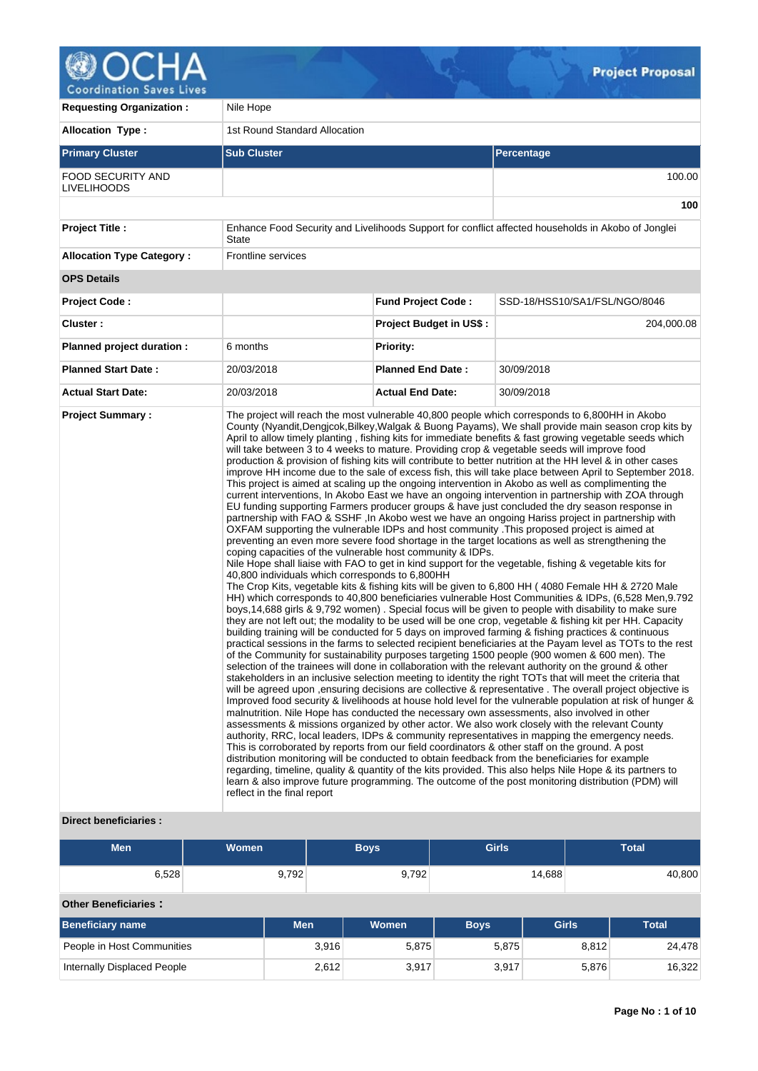# Project Proposal

| | | | |
|---|---|---|---|
| **Requesting Organization :** | Nile Hope | | |
| **Allocation Type :** | 1st Round Standard Allocation | | |

| **Primary Cluster** | **Sub Cluster** | **Percentage** |
|---|---|---|
| FOOD SECURITY AND LIVELIHOODS | | 100.00 |
| | | **100** |

| | |
|---|---|
| **Project Title :** | Enhance Food Security and Livelihoods Support for conflict affected households in Akobo of Jonglei State |
| **Allocation Type Category :** | Frontline services |

**OPS Details**

| | | | |
|---|---|---|---|
| **Project Code :** | | **Fund Project Code :** | SSD-18/HSS10/SA1/FSL/NGO/8046 |
| **Cluster :** | | **Project Budget in US$ :** | 204,000.08 |
| **Planned project duration :** | 6 months | **Priority:** | |
| **Planned Start Date :** | 20/03/2018 | **Planned End Date :** | 30/09/2018 |
| **Actual Start Date:** | 20/03/2018 | **Actual End Date:** | 30/09/2018 |

**Project Summary :**

The project will reach the most vulnerable 40,800 people which corresponds to 6,800HH in Akobo County (Nyandit,Dengjcok,Bilkey,Walgak & Buong Payams), We shall provide main season crop kits by April to allow timely planting , fishing kits for immediate benefits & fast growing vegetable seeds which will take between 3 to 4 weeks to mature. Providing crop & vegetable seeds will improve food production & provision of fishing kits will contribute to better nutrition at the HH level & in other cases improve HH income due to the sale of excess fish, this will take place between April to September 2018. This project is aimed at scaling up the ongoing intervention in Akobo as well as complimenting the current interventions, In Akobo East we have an ongoing intervention in partnership with ZOA through EU funding supporting Farmers producer groups & have just concluded the dry season response in partnership with FAO & SSHF ,In Akobo west we have an ongoing Hariss project in partnership with OXFAM supporting the vulnerable IDPs and host community .This proposed project is aimed at preventing an even more severe food shortage in the target locations as well as strengthening the coping capacities of the vulnerable host community & IDPs.
Nile Hope shall liaise with FAO to get in kind support for the vegetable, fishing & vegetable kits for 40,800 individuals which corresponds to 6,800HH
The Crop Kits, vegetable kits & fishing kits will be given to 6,800 HH ( 4080 Female HH & 2720 Male HH) which corresponds to 40,800 beneficiaries vulnerable Host Communities & IDPs, (6,528 Men,9.792 boys,14,688 girls & 9,792 women) . Special focus will be given to people with disability to make sure they are not left out; the modality to be used will be one crop, vegetable & fishing kit per HH. Capacity building training will be conducted for 5 days on improved farming & fishing practices & continuous practical sessions in the farms to selected recipient beneficiaries at the Payam level as TOTs to the rest of the Community for sustainability purposes targeting 1500 people (900 women & 600 men). The selection of the trainees will done in collaboration with the relevant authority on the ground & other stakeholders in an inclusive selection meeting to identity the right TOTs that will meet the criteria that will be agreed upon ,ensuring decisions are collective & representative . The overall project objective is Improved food security & livelihoods at house hold level for the vulnerable population at risk of hunger & malnutrition. Nile Hope has conducted the necessary own assessments, also involved in other assessments & missions organized by other actor. We also work closely with the relevant County authority, RRC, local leaders, IDPs & community representatives in mapping the emergency needs. This is corroborated by reports from our field coordinators & other staff on the ground. A post distribution monitoring will be conducted to obtain feedback from the beneficiaries for example regarding, timeline, quality & quantity of the kits provided. This also helps Nile Hope & its partners to learn & also improve future programming. The outcome of the post monitoring distribution (PDM) will reflect in the final report

**Direct beneficiaries :**

| Men | Women | Boys | Girls | Total |
|---|---|---|---|---|
| 6,528 | 9,792 | 9,792 | 14,688 | 40,800 |

**Other Beneficiaries :**

| Beneficiary name | Men | Women | Boys | Girls | Total |
|---|---|---|---|---|---|
| People in Host Communities | 3,916 | 5,875 | 5,875 | 8,812 | 24,478 |
| Internally Displaced People | 2,612 | 3,917 | 3,917 | 5,876 | 16,322 |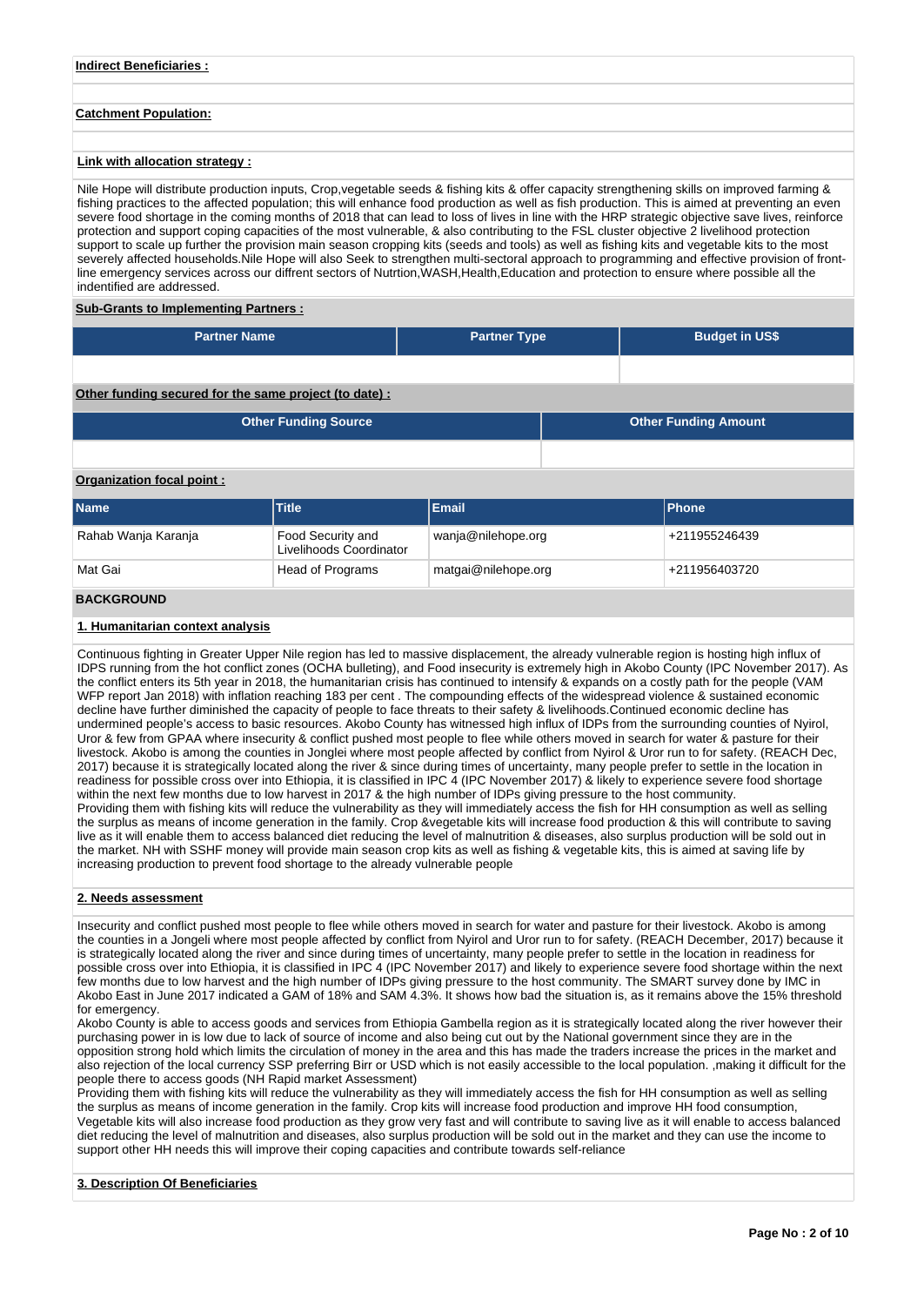**Indirect Beneficiaries :**

**Catchment Population:**

**Link with allocation strategy :**

Nile Hope will distribute production inputs, Crop,vegetable seeds & fishing kits & offer capacity strengthening skills on improved farming & fishing practices to the affected population; this will enhance food production as well as fish production. This is aimed at preventing an even severe food shortage in the coming months of 2018 that can lead to loss of lives in line with the HRP strategic objective save lives, reinforce protection and support coping capacities of the most vulnerable, & also contributing to the FSL cluster objective 2 livelihood protection support to scale up further the provision main season cropping kits (seeds and tools) as well as fishing kits and vegetable kits to the most severely affected households.Nile Hope will also Seek to strengthen multi-sectoral approach to programming and effective provision of front-line emergency services across our diffrent sectors of Nutrtion,WASH,Health,Education and protection to ensure where possible all the indentified are addressed.

**Sub-Grants to Implementing Partners :**

| Partner Name | Partner Type | Budget in US$ |
|---|---|---|
| | | |

**Other funding secured for the same project (to date) :**

| Other Funding Source | Other Funding Amount |
|---|---|
| | |

**Organization focal point :**

| Name | Title | Email | Phone |
|---|---|---|---|
| Rahab Wanja Karanja | Food Security and Livelihoods Coordinator | wanja@nilehope.org | +211955246439 |
| Mat Gai | Head of Programs | matgai@nilehope.org | +211956403720 |

## BACKGROUND

### 1. Humanitarian context analysis

Continuous fighting in Greater Upper Nile region has led to massive displacement, the already vulnerable region is hosting high influx of IDPS running from the hot conflict zones (OCHA bulleting), and Food insecurity is extremely high in Akobo County (IPC November 2017). As the conflict enters its 5th year in 2018, the humanitarian crisis has continued to intensify & expands on a costly path for the people (VAM WFP report Jan 2018) with inflation reaching 183 per cent . The compounding effects of the widespread violence & sustained economic decline have further diminished the capacity of people to face threats to their safety & livelihoods.Continued economic decline has undermined people's access to basic resources. Akobo County has witnessed high influx of IDPs from the surrounding counties of Nyirol, Uror & few from GPAA where insecurity & conflict pushed most people to flee while others moved in search for water & pasture for their livestock. Akobo is among the counties in Jonglei where most people affected by conflict from Nyirol & Uror run to for safety. (REACH Dec, 2017) because it is strategically located along the river & since during times of uncertainty, many people prefer to settle in the location in readiness for possible cross over into Ethiopia, it is classified in IPC 4 (IPC November 2017) & likely to experience severe food shortage within the next few months due to low harvest in 2017 & the high number of IDPs giving pressure to the host community.
Providing them with fishing kits will reduce the vulnerability as they will immediately access the fish for HH consumption as well as selling the surplus as means of income generation in the family. Crop &vegetable kits will increase food production & this will contribute to saving live as it will enable them to access balanced diet reducing the level of malnutrition & diseases, also surplus production will be sold out in the market. NH with SSHF money will provide main season crop kits as well as fishing & vegetable kits, this is aimed at saving life by increasing production to prevent food shortage to the already vulnerable people

### 2. Needs assessment

Insecurity and conflict pushed most people to flee while others moved in search for water and pasture for their livestock. Akobo is among the counties in a Jongeli where most people affected by conflict from Nyirol and Uror run to for safety. (REACH December, 2017) because it is strategically located along the river and since during times of uncertainty, many people prefer to settle in the location in readiness for possible cross over into Ethiopia, it is classified in IPC 4 (IPC November 2017) and likely to experience severe food shortage within the next few months due to low harvest and the high number of IDPs giving pressure to the host community. The SMART survey done by IMC in Akobo East in June 2017 indicated a GAM of 18% and SAM 4.3%. It shows how bad the situation is, as it remains above the 15% threshold for emergency.
Akobo County is able to access goods and services from Ethiopia Gambella region as it is strategically located along the river however their purchasing power in is low due to lack of source of income and also being cut out by the National government since they are in the opposition strong hold which limits the circulation of money in the area and this has made the traders increase the prices in the market and also rejection of the local currency SSP preferring Birr or USD which is not easily accessible to the local population. ,making it difficult for the people there to access goods (NH Rapid market Assessment)
Providing them with fishing kits will reduce the vulnerability as they will immediately access the fish for HH consumption as well as selling the surplus as means of income generation in the family. Crop kits will increase food production and improve HH food consumption, Vegetable kits will also increase food production as they grow very fast and will contribute to saving live as it will enable to access balanced diet reducing the level of malnutrition and diseases, also surplus production will be sold out in the market and they can use the income to support other HH needs this will improve their coping capacities and contribute towards self-reliance

### 3. Description Of Beneficiaries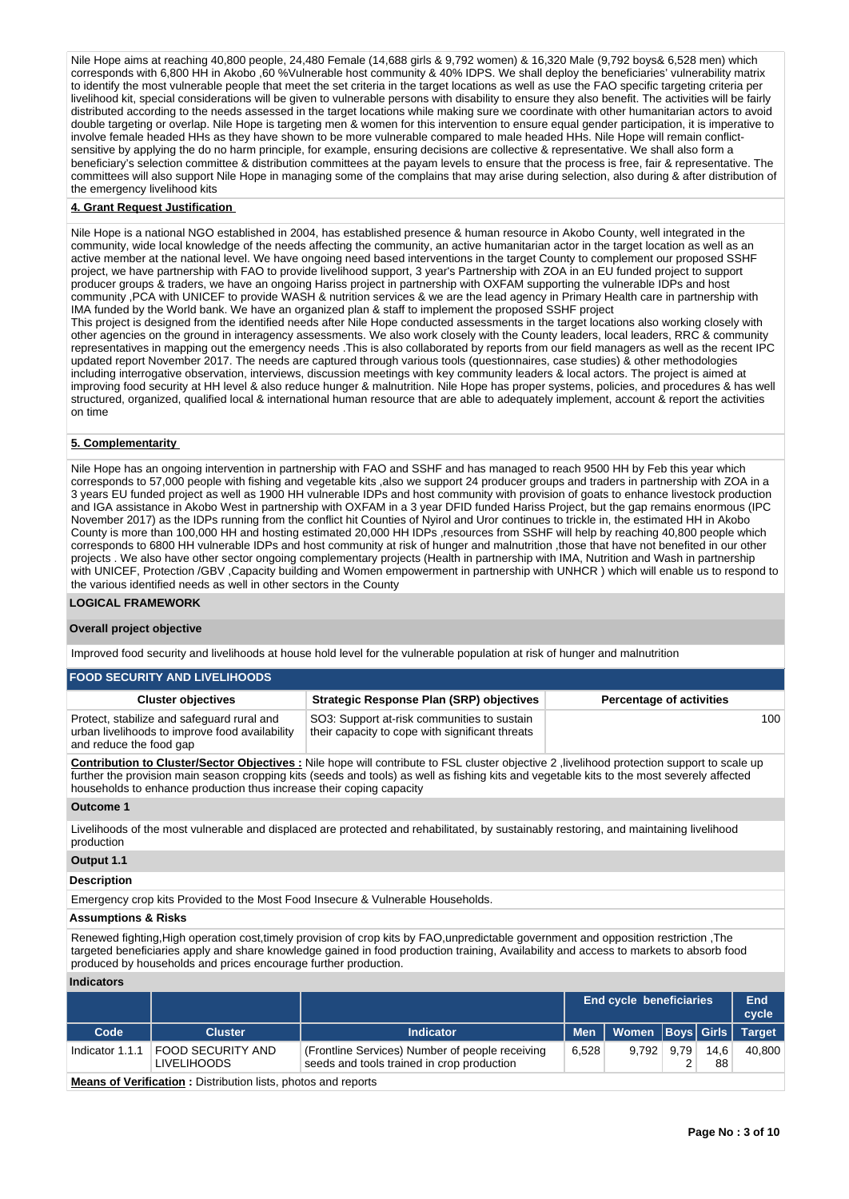Nile Hope aims at reaching 40,800 people, 24,480 Female (14,688 girls & 9,792 women) & 16,320 Male (9,792 boys& 6,528 men) which corresponds with 6,800 HH in Akobo ,60 %Vulnerable host community & 40% IDPS. We shall deploy the beneficiaries' vulnerability matrix to identify the most vulnerable people that meet the set criteria in the target locations as well as use the FAO specific targeting criteria per livelihood kit, special considerations will be given to vulnerable persons with disability to ensure they also benefit. The activities will be fairly distributed according to the needs assessed in the target locations while making sure we coordinate with other humanitarian actors to avoid double targeting or overlap. Nile Hope is targeting men & women for this intervention to ensure equal gender participation, it is imperative to involve female headed HHs as they have shown to be more vulnerable compared to male headed HHs. Nile Hope will remain conflict-sensitive by applying the do no harm principle, for example, ensuring decisions are collective & representative. We shall also form a beneficiary's selection committee & distribution committees at the payam levels to ensure that the process is free, fair & representative. The committees will also support Nile Hope in managing some of the complains that may arise during selection, also during & after distribution of the emergency livelihood kits

**4. Grant Request Justification**

Nile Hope is a national NGO established in 2004, has established presence & human resource in Akobo County, well integrated in the community, wide local knowledge of the needs affecting the community, an active humanitarian actor in the target location as well as an active member at the national level. We have ongoing need based interventions in the target County to complement our proposed SSHF project, we have partnership with FAO to provide livelihood support, 3 year's Partnership with ZOA in an EU funded project to support producer groups & traders, we have an ongoing Hariss project in partnership with OXFAM supporting the vulnerable IDPs and host community ,PCA with UNICEF to provide WASH & nutrition services & we are the lead agency in Primary Health care in partnership with IMA funded by the World bank. We have an organized plan & staff to implement the proposed SSHF project
This project is designed from the identified needs after Nile Hope conducted assessments in the target locations also working closely with other agencies on the ground in interagency assessments. We also work closely with the County leaders, local leaders, RRC & community representatives in mapping out the emergency needs .This is also collaborated by reports from our field managers as well as the recent IPC updated report November 2017. The needs are captured through various tools (questionnaires, case studies) & other methodologies including interrogative observation, interviews, discussion meetings with key community leaders & local actors. The project is aimed at improving food security at HH level & also reduce hunger & malnutrition. Nile Hope has proper systems, policies, and procedures & has well structured, organized, qualified local & international human resource that are able to adequately implement, account & report the activities on time

**5. Complementarity**

Nile Hope has an ongoing intervention in partnership with FAO and SSHF and has managed to reach 9500 HH by Feb this year which corresponds to 57,000 people with fishing and vegetable kits ,also we support 24 producer groups and traders in partnership with ZOA in a 3 years EU funded project as well as 1900 HH vulnerable IDPs and host community with provision of goats to enhance livestock production and IGA assistance in Akobo West in partnership with OXFAM in a 3 year DFID funded Hariss Project, but the gap remains enormous (IPC November 2017) as the IDPs running from the conflict hit Counties of Nyirol and Uror continues to trickle in, the estimated HH in Akobo County is more than 100,000 HH and hosting estimated 20,000 HH IDPs ,resources from SSHF will help by reaching 40,800 people which corresponds to 6800 HH vulnerable IDPs and host community at risk of hunger and malnutrition ,those that have not benefited in our other projects . We also have other sector ongoing complementary projects (Health in partnership with IMA, Nutrition and Wash in partnership with UNICEF, Protection /GBV ,Capacity building and Women empowerment in partnership with UNHCR ) which will enable us to respond to the various identified needs as well in other sectors in the County

## LOGICAL FRAMEWORK

**Overall project objective**

Improved food security and livelihoods at house hold level for the vulnerable population at risk of hunger and malnutrition

**FOOD SECURITY AND LIVELIHOODS**

| Cluster objectives | Strategic Response Plan (SRP) objectives | Percentage of activities |
|---|---|---|
| Protect, stabilize and safeguard rural and urban livelihoods to improve food availability and reduce the food gap | SO3: Support at-risk communities to sustain their capacity to cope with significant threats | 100 |

**Contribution to Cluster/Sector Objectives :** Nile hope will contribute to FSL cluster objective 2 ,livelihood protection support to scale up further the provision main season cropping kits (seeds and tools) as well as fishing kits and vegetable kits to the most severely affected households to enhance production thus increase their coping capacity

**Outcome 1**

Livelihoods of the most vulnerable and displaced are protected and rehabilitated, by sustainably restoring, and maintaining livelihood production

**Output 1.1**

**Description**

Emergency crop kits Provided to the Most Food Insecure & Vulnerable Households.

**Assumptions & Risks**

Renewed fighting,High operation cost,timely provision of crop kits by FAO,unpredictable government and opposition restriction ,The targeted beneficiaries apply and share knowledge gained in food production training, Availability and access to markets to absorb food produced by households and prices encourage further production.

**Indicators**

| | | | End cycle beneficiaries | | | | End cycle |
|---|---|---|---|---|---|---|---|
| Code | Cluster | Indicator | Men | Women | Boys | Girls | Target |
| Indicator 1.1.1 | FOOD SECURITY AND LIVELIHOODS | (Frontline Services) Number of people receiving seeds and tools trained in crop production | 6,528 | 9,792 | 9,792 | 14,688 | 40,800 |

**Means of Verification :** Distribution lists, photos and reports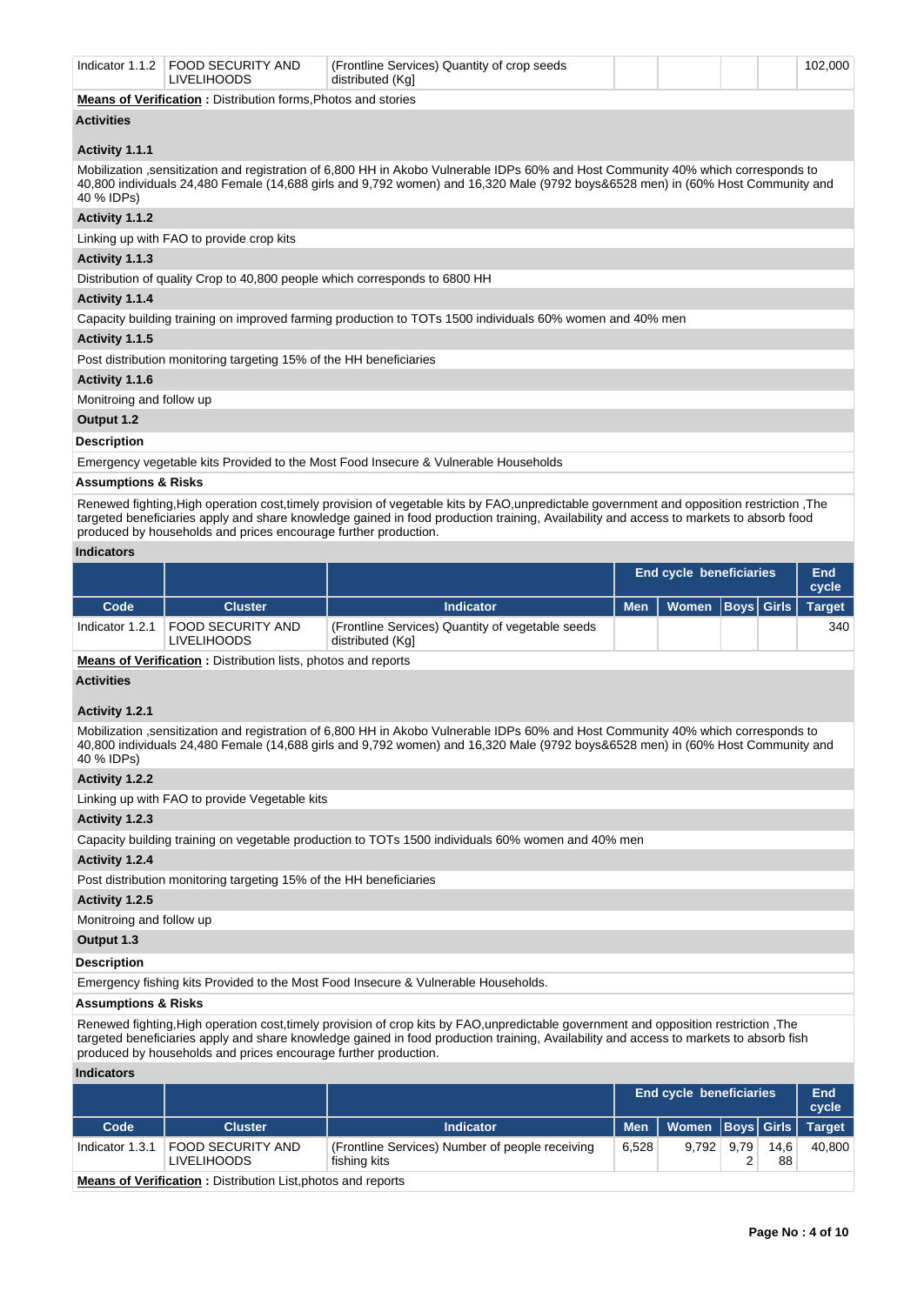| Indicator 1.1.2 | FOOD SECURITY AND LIVELIHOODS | (Frontline Services) Quantity of crop seeds distributed (Kg) | | | | | 102,000 |
|---|---|---|---|---|---|---|---|

**Means of Verification :** Distribution forms,Photos and stories

**Activities**

**Activity 1.1.1**

Mobilization ,sensitization and registration of 6,800 HH in Akobo Vulnerable IDPs 60% and Host Community 40% which corresponds to 40,800 individuals 24,480 Female (14,688 girls and 9,792 women) and 16,320 Male (9792 boys&6528 men) in (60% Host Community and 40 % IDPs)

**Activity 1.1.2**

Linking up with FAO to provide crop kits

**Activity 1.1.3**

Distribution of quality Crop to 40,800 people which corresponds to 6800 HH

**Activity 1.1.4**

Capacity building training on improved farming production to TOTs 1500 individuals 60% women and 40% men

**Activity 1.1.5**

Post distribution monitoring targeting 15% of the HH beneficiaries

**Activity 1.1.6**

Monitroing and follow up

**Output 1.2**

**Description**

Emergency vegetable kits Provided to the Most Food Insecure & Vulnerable Households

**Assumptions & Risks**

Renewed fighting,High operation cost,timely provision of vegetable kits by FAO,unpredictable government and opposition restriction ,The targeted beneficiaries apply and share knowledge gained in food production training, Availability and access to markets to absorb food produced by households and prices encourage further production.

**Indicators**

| | | | End cycle beneficiaries | | | | End cycle |
|---|---|---|---|---|---|---|---|
| Code | Cluster | Indicator | Men | Women | Boys | Girls | Target |
| Indicator 1.2.1 | FOOD SECURITY AND LIVELIHOODS | (Frontline Services) Quantity of vegetable seeds distributed (Kg) | | | | | 340 |

**Means of Verification :** Distribution lists, photos and reports

**Activities**

**Activity 1.2.1**

Mobilization ,sensitization and registration of 6,800 HH in Akobo Vulnerable IDPs 60% and Host Community 40% which corresponds to 40,800 individuals 24,480 Female (14,688 girls and 9,792 women) and 16,320 Male (9792 boys&6528 men) in (60% Host Community and 40 % IDPs)

**Activity 1.2.2**

Linking up with FAO to provide Vegetable kits

**Activity 1.2.3**

Capacity building training on vegetable production to TOTs 1500 individuals 60% women and 40% men

**Activity 1.2.4**

Post distribution monitoring targeting 15% of the HH beneficiaries

**Activity 1.2.5**

Monitroing and follow up

**Output 1.3**

**Description**

Emergency fishing kits Provided to the Most Food Insecure & Vulnerable Households.

**Assumptions & Risks**

Renewed fighting,High operation cost,timely provision of crop kits by FAO,unpredictable government and opposition restriction ,The targeted beneficiaries apply and share knowledge gained in food production training, Availability and access to markets to absorb fish produced by households and prices encourage further production.

**Indicators**

| | | | End cycle beneficiaries | | | | End cycle |
|---|---|---|---|---|---|---|---|
| Code | Cluster | Indicator | Men | Women | Boys | Girls | Target |
| Indicator 1.3.1 | FOOD SECURITY AND LIVELIHOODS | (Frontline Services) Number of people receiving fishing kits | 6,528 | 9,792 | 9,792 | 14,688 | 40,800 |

**Means of Verification :** Distribution List,photos and reports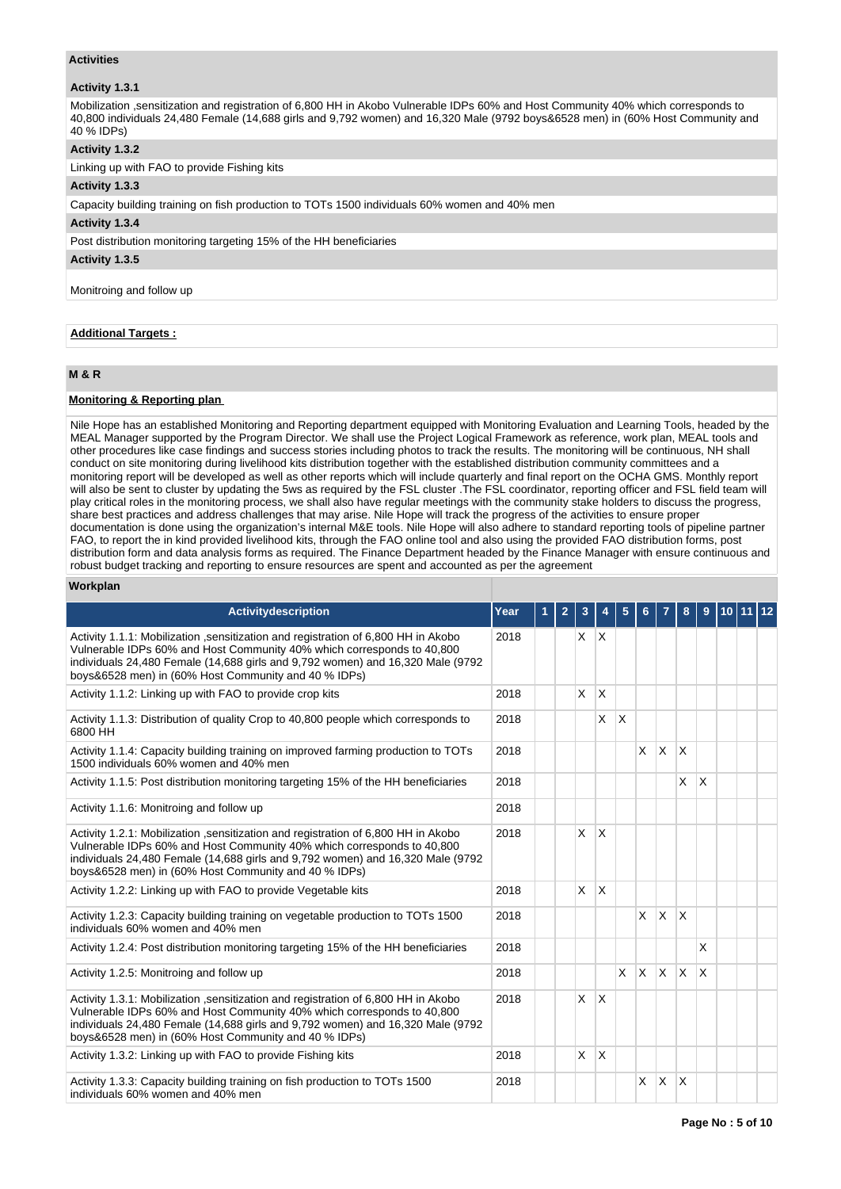### Activities

#### Activity 1.3.1

Mobilization ,sensitization and registration of 6,800 HH in Akobo Vulnerable IDPs 60% and Host Community 40% which corresponds to 40,800 individuals 24,480 Female (14,688 girls and 9,792 women) and 16,320 Male (9792 boys&6528 men) in (60% Host Community and 40 % IDPs)

#### Activity 1.3.2

Linking up with FAO to provide Fishing kits

#### Activity 1.3.3

Capacity building training on fish production to TOTs 1500 individuals 60% women and 40% men

#### Activity 1.3.4

Post distribution monitoring targeting 15% of the HH beneficiaries

#### Activity 1.3.5

Monitroing and follow up

**Additional Targets :**

### M & R

**Monitoring & Reporting plan**

Nile Hope has an established Monitoring and Reporting department equipped with Monitoring Evaluation and Learning Tools, headed by the MEAL Manager supported by the Program Director. We shall use the Project Logical Framework as reference, work plan, MEAL tools and other procedures like case findings and success stories including photos to track the results. The monitoring will be continuous, NH shall conduct on site monitoring during livelihood kits distribution together with the established distribution community committees and a monitoring report will be developed as well as other reports which will include quarterly and final report on the OCHA GMS. Monthly report will also be sent to cluster by updating the 5ws as required by the FSL cluster .The FSL coordinator, reporting officer and FSL field team will play critical roles in the monitoring process, we shall also have regular meetings with the community stake holders to discuss the progress, share best practices and address challenges that may arise. Nile Hope will track the progress of the activities to ensure proper documentation is done using the organization's internal M&E tools. Nile Hope will also adhere to standard reporting tools of pipeline partner FAO, to report the in kind provided livelihood kits, through the FAO online tool and also using the provided FAO distribution forms, post distribution form and data analysis forms as required. The Finance Department headed by the Finance Manager with ensure continuous and robust budget tracking and reporting to ensure resources are spent and accounted as per the agreement

**Workplan**

| Activitydescription | Year | 1 | 2 | 3 | 4 | 5 | 6 | 7 | 8 | 9 | 10 | 11 | 12 |
|---|---|---|---|---|---|---|---|---|---|---|---|---|---|
| Activity 1.1.1: Mobilization ,sensitization and registration of 6,800 HH in Akobo Vulnerable IDPs 60% and Host Community 40% which corresponds to 40,800 individuals 24,480 Female (14,688 girls and 9,792 women) and 16,320 Male (9792 boys&6528 men) in (60% Host Community and 40 % IDPs) | 2018 | | | X | X | | | | | | | | |
| Activity 1.1.2: Linking up with FAO to provide crop kits | 2018 | | | X | X | | | | | | | | |
| Activity 1.1.3: Distribution of quality Crop to 40,800 people which corresponds to 6800 HH | 2018 | | | | X | X | | | | | | | |
| Activity 1.1.4: Capacity building training on improved farming production to TOTs 1500 individuals 60% women and 40% men | 2018 | | | | | | X | X | X | | | | |
| Activity 1.1.5: Post distribution monitoring targeting 15% of the HH beneficiaries | 2018 | | | | | | | | X | X | | | |
| Activity 1.1.6: Monitroing and follow up | 2018 | | | | | | | | | | | | |
| Activity 1.2.1: Mobilization ,sensitization and registration of 6,800 HH in Akobo Vulnerable IDPs 60% and Host Community 40% which corresponds to 40,800 individuals 24,480 Female (14,688 girls and 9,792 women) and 16,320 Male (9792 boys&6528 men) in (60% Host Community and 40 % IDPs) | 2018 | | | X | X | | | | | | | | |
| Activity 1.2.2: Linking up with FAO to provide Vegetable kits | 2018 | | | X | X | | | | | | | | |
| Activity 1.2.3: Capacity building training on vegetable production to TOTs 1500 individuals 60% women and 40% men | 2018 | | | | | | X | X | X | | | | |
| Activity 1.2.4: Post distribution monitoring targeting 15% of the HH beneficiaries | 2018 | | | | | | | | | X | | | |
| Activity 1.2.5: Monitroing and follow up | 2018 | | | | | X | X | X | X | X | | | |
| Activity 1.3.1: Mobilization ,sensitization and registration of 6,800 HH in Akobo Vulnerable IDPs 60% and Host Community 40% which corresponds to 40,800 individuals 24,480 Female (14,688 girls and 9,792 women) and 16,320 Male (9792 boys&6528 men) in (60% Host Community and 40 % IDPs) | 2018 | | | X | X | | | | | | | | |
| Activity 1.3.2: Linking up with FAO to provide Fishing kits | 2018 | | | X | X | | | | | | | | |
| Activity 1.3.3: Capacity building training on fish production to TOTs 1500 individuals 60% women and 40% men | 2018 | | | | | | X | X | X | | | | |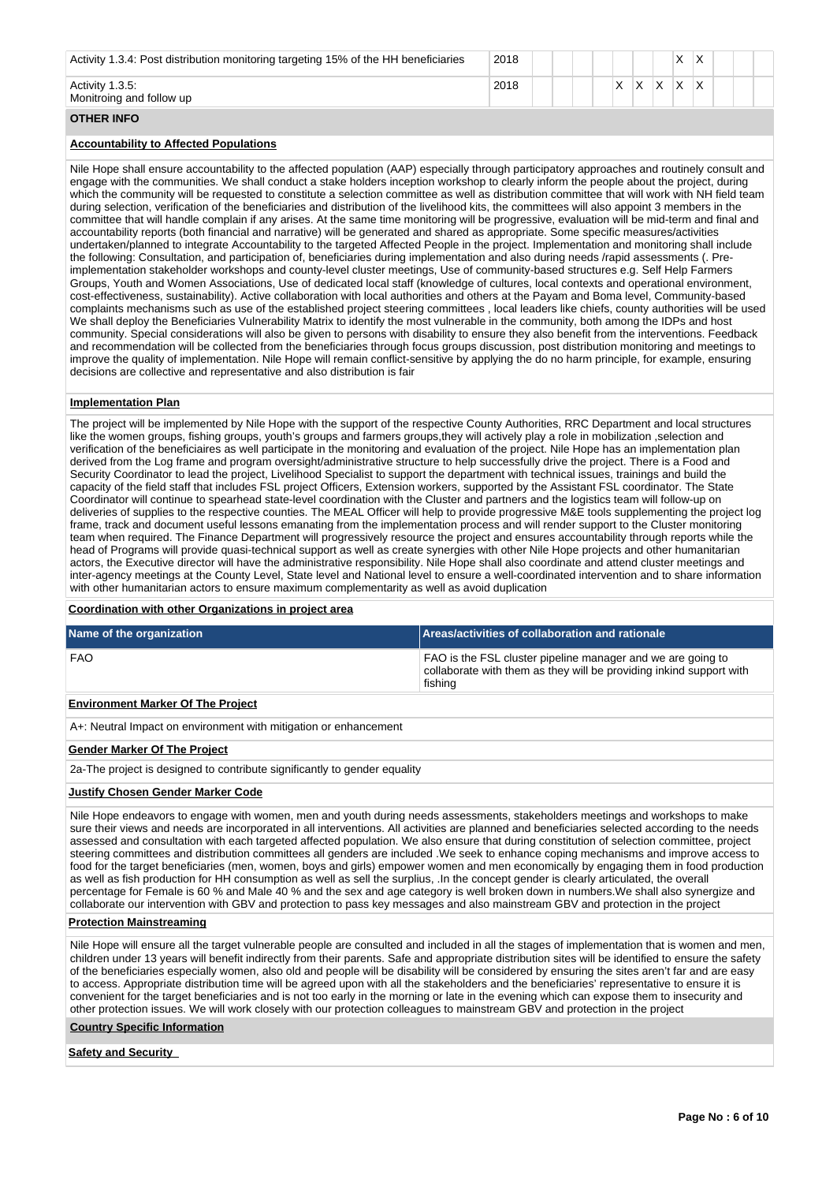| Activity 1.3.4: Post distribution monitoring targeting 15% of the HH beneficiaries | 2018 | | | | | | | | X | X | | | |
|---|---|---|---|---|---|---|---|---|---|---|---|---|---|
| Activity 1.3.5: Monitroing and follow up | 2018 | | | | | X | X | X | X | X | | | |

**OTHER INFO**

**Accountability to Affected Populations**

Nile Hope shall ensure accountability to the affected population (AAP) especially through participatory approaches and routinely consult and engage with the communities. We shall conduct a stake holders inception workshop to clearly inform the people about the project, during which the community will be requested to constitute a selection committee as well as distribution committee that will work with NH field team during selection, verification of the beneficiaries and distribution of the livelihood kits, the committees will also appoint 3 members in the committee that will handle complain if any arises. At the same time monitoring will be progressive, evaluation will be mid-term and final and accountability reports (both financial and narrative) will be generated and shared as appropriate. Some specific measures/activities undertaken/planned to integrate Accountability to the targeted Affected People in the project. Implementation and monitoring shall include the following: Consultation, and participation of, beneficiaries during implementation and also during needs /rapid assessments (. Pre-implementation stakeholder workshops and county-level cluster meetings, Use of community-based structures e.g. Self Help Farmers Groups, Youth and Women Associations, Use of dedicated local staff (knowledge of cultures, local contexts and operational environment, cost-effectiveness, sustainability). Active collaboration with local authorities and others at the Payam and Boma level, Community-based complaints mechanisms such as use of the established project steering committees , local leaders like chiefs, county authorities will be used We shall deploy the Beneficiaries Vulnerability Matrix to identify the most vulnerable in the community, both among the IDPs and host community. Special considerations will also be given to persons with disability to ensure they also benefit from the interventions. Feedback and recommendation will be collected from the beneficiaries through focus groups discussion, post distribution monitoring and meetings to improve the quality of implementation. Nile Hope will remain conflict-sensitive by applying the do no harm principle, for example, ensuring decisions are collective and representative and also distribution is fair

**Implementation Plan**

The project will be implemented by Nile Hope with the support of the respective County Authorities, RRC Department and local structures like the women groups, fishing groups, youth's groups and farmers groups,they will actively play a role in mobilization ,selection and verification of the beneficiaires as well participate in the monitoring and evaluation of the project. Nile Hope has an implementation plan derived from the Log frame and program oversight/administrative structure to help successfully drive the project. There is a Food and Security Coordinator to lead the project, Livelihood Specialist to support the department with technical issues, trainings and build the capacity of the field staff that includes FSL project Officers, Extension workers, supported by the Assistant FSL coordinator. The State Coordinator will continue to spearhead state-level coordination with the Cluster and partners and the logistics team will follow-up on deliveries of supplies to the respective counties. The MEAL Officer will help to provide progressive M&E tools supplementing the project log frame, track and document useful lessons emanating from the implementation process and will render support to the Cluster monitoring team when required. The Finance Department will progressively resource the project and ensures accountability through reports while the head of Programs will provide quasi-technical support as well as create synergies with other Nile Hope projects and other humanitarian actors, the Executive director will have the administrative responsibility. Nile Hope shall also coordinate and attend cluster meetings and inter-agency meetings at the County Level, State level and National level to ensure a well-coordinated intervention and to share information with other humanitarian actors to ensure maximum complementarity as well as avoid duplication

**Coordination with other Organizations in project area**

| Name of the organization | Areas/activities of collaboration and rationale |
|---|---|
| FAO | FAO is the FSL cluster pipeline manager and we are going to collaborate with them as they will be providing inkind support with fishing |

**Environment Marker Of The Project**

A+: Neutral Impact on environment with mitigation or enhancement

**Gender Marker Of The Project**

2a-The project is designed to contribute significantly to gender equality

**Justify Chosen Gender Marker Code**

Nile Hope endeavors to engage with women, men and youth during needs assessments, stakeholders meetings and workshops to make sure their views and needs are incorporated in all interventions. All activities are planned and beneficiaries selected according to the needs assessed and consultation with each targeted affected population. We also ensure that during constitution of selection committee, project steering committees and distribution committees all genders are included .We seek to enhance coping mechanisms and improve access to food for the target beneficiaries (men, women, boys and girls) empower women and men economically by engaging them in food production as well as fish production for HH consumption as well as sell the surplius, .In the concept gender is clearly articulated, the overall percentage for Female is 60 % and Male 40 % and the sex and age category is well broken down in numbers.We shall also synergize and collaborate our intervention with GBV and protection to pass key messages and also mainstream GBV and protection in the project

**Protection Mainstreaming**

Nile Hope will ensure all the target vulnerable people are consulted and included in all the stages of implementation that is women and men, children under 13 years will benefit indirectly from their parents. Safe and appropriate distribution sites will be identified to ensure the safety of the beneficiaries especially women, also old and people will be disability will be considered by ensuring the sites aren't far and are easy to access. Appropriate distribution time will be agreed upon with all the stakeholders and the beneficiaries' representative to ensure it is convenient for the target beneficiaries and is not too early in the morning or late in the evening which can expose them to insecurity and other protection issues. We will work closely with our protection colleagues to mainstream GBV and protection in the project

**Country Specific Information**

**Safety and Security**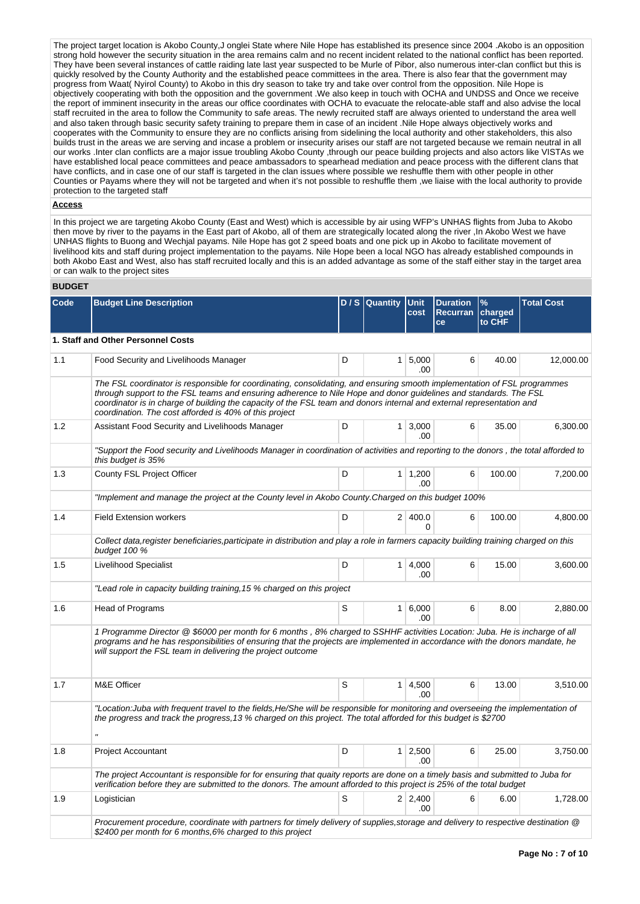The project target location is Akobo County,J onglei State where Nile Hope has established its presence since 2004 .Akobo is an opposition strong hold however the security situation in the area remains calm and no recent incident related to the national conflict has been reported. They have been several instances of cattle raiding late last year suspected to be Murle of Pibor, also numerous inter-clan conflict but this is quickly resolved by the County Authority and the established peace committees in the area. There is also fear that the government may progress from Waat( Nyirol County) to Akobo in this dry season to take try and take over control from the opposition. Nile Hope is objectively cooperating with both the opposition and the government .We also keep in touch with OCHA and UNDSS and Once we receive the report of imminent insecurity in the areas our office coordinates with OCHA to evacuate the relocate-able staff and also advise the local staff recruited in the area to follow the Community to safe areas. The newly recruited staff are always oriented to understand the area well and also taken through basic security safety training to prepare them in case of an incident .Nile Hope always objectively works and cooperates with the Community to ensure they are no conflicts arising from sidelining the local authority and other stakeholders, this also builds trust in the areas we are serving and incase a problem or insecurity arises our staff are not targeted because we remain neutral in all our works .Inter clan conflicts are a major issue troubling Akobo County ,through our peace building projects and also actors like VISTAs we have established local peace committees and peace ambassadors to spearhead mediation and peace process with the different clans that have conflicts, and in case one of our staff is targeted in the clan issues where possible we reshuffle them with other people in other Counties or Payams where they will not be targeted and when it's not possible to reshuffle them ,we liaise with the local authority to provide protection to the targeted staff

**Access**

In this project we are targeting Akobo County (East and West) which is accessible by air using WFP's UNHAS flights from Juba to Akobo then move by river to the payams in the East part of Akobo, all of them are strategically located along the river ,In Akobo West we have UNHAS flights to Buong and Wechjal payams. Nile Hope has got 2 speed boats and one pick up in Akobo to facilitate movement of livelihood kits and staff during project implementation to the payams. Nile Hope been a local NGO has already established compounds in both Akobo East and West, also has staff recruited locally and this is an added advantage as some of the staff either stay in the target area or can walk to the project sites

## BUDGET

| Code | Budget Line Description | D / S | Quantity | Unit cost | Duration Recurrance | % charged to CHF | Total Cost |
|---|---|---|---|---|---|---|---|
| **1. Staff and Other Personnel Costs** | | | | | | | |
| 1.1 | Food Security and Livelihoods Manager | D | 1 | 5,000.00 | 6 | 40.00 | 12,000.00 |
| | *The FSL coordinator is responsible for coordinating, consolidating, and ensuring smooth implementation of FSL programmes through support to the FSL teams and ensuring adherence to Nile Hope and donor guidelines and standards. The FSL coordinator is in charge of building the capacity of the FSL team and donors internal and external representation and coordination. The cost afforded is 40% of this project* | | | | | | |
| 1.2 | Assistant Food Security and Livelihoods Manager | D | 1 | 3,000.00 | 6 | 35.00 | 6,300.00 |
| | *"Support the Food security and Livelihoods Manager in coordination of activities and reporting to the donors , the total afforded to this budget is 35%* | | | | | | |
| 1.3 | County FSL Project Officer | D | 1 | 1,200.00 | 6 | 100.00 | 7,200.00 |
| | *"Implement and manage the project at the County level in Akobo County.Charged on this budget 100%* | | | | | | |
| 1.4 | Field Extension workers | D | 2 | 400.00 | 6 | 100.00 | 4,800.00 |
| | *Collect data,register beneficiaries,participate in distribution and play a role in farmers capacity building training charged on this budget 100 %* | | | | | | |
| 1.5 | Livelihood Specialist | D | 1 | 4,000.00 | 6 | 15.00 | 3,600.00 |
| | *"Lead role in capacity building training,15 % charged on this project* | | | | | | |
| 1.6 | Head of Programs | S | 1 | 6,000.00 | 6 | 8.00 | 2,880.00 |
| | *1 Programme Director @ $6000 per month for 6 months , 8% charged to SSHHF activities Location: Juba. He is incharge of all programs and he has responsibilities of ensuring that the projects are implemented in accordance with the donors mandate, he will support the FSL team in delivering the project outcome* | | | | | | |
| 1.7 | M&E Officer | S | 1 | 4,500.00 | 6 | 13.00 | 3,510.00 |
| | *"Location:Juba with frequent travel to the fields,He/She will be responsible for monitoring and overseeing the implementation of the progress and track the progress,13 % charged on this project. The total afforded for this budget is $2700 "* | | | | | | |
| 1.8 | Project Accountant | D | 1 | 2,500.00 | 6 | 25.00 | 3,750.00 |
| | *The project Accountant is responsible for for ensuring that quaity reports are done on a timely basis and submitted to Juba for verification before they are submitted to the donors. The amount afforded to this project is 25% of the total budget* | | | | | | |
| 1.9 | Logistician | S | 2 | 2,400.00 | 6 | 6.00 | 1,728.00 |
| | *Procurement procedure, coordinate with partners for timely delivery of supplies,storage and delivery to respective destination @ $2400 per month for 6 months,6% charged to this project* | | | | | | |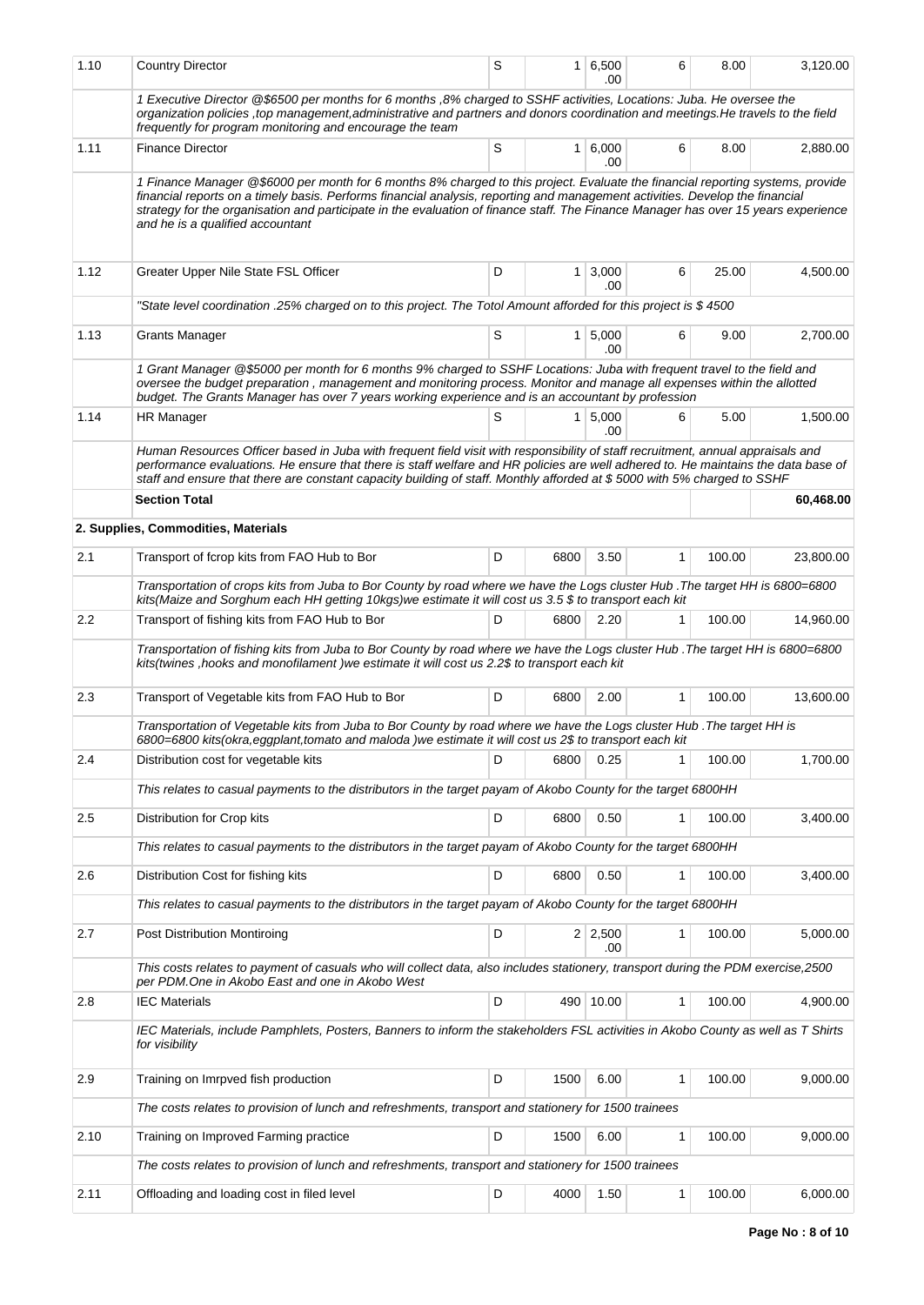| 1.10 | Country Director | S | 1 | 6,500.00 | 6 | 8.00 | 3,120.00 |
|---|---|---|---|---|---|---|---|
| | *1 Executive Director @$6500 per months for 6 months ,8% charged to SSHF activities, Locations: Juba. He oversee the organization policies ,top management,administrative and partners and donors coordination and meetings.He travels to the field frequently for program monitoring and encourage the team* | | | | | | |
| 1.11 | Finance Director | S | 1 | 6,000.00 | 6 | 8.00 | 2,880.00 |
| | *1 Finance Manager @$6000 per month for 6 months 8% charged to this project. Evaluate the financial reporting systems, provide financial reports on a timely basis. Performs financial analysis, reporting and management activities. Develop the financial strategy for the organisation and participate in the evaluation of finance staff. The Finance Manager has over 15 years experience and he is a qualified accountant* | | | | | | |
| 1.12 | Greater Upper Nile State FSL Officer | D | 1 | 3,000.00 | 6 | 25.00 | 4,500.00 |
| | *"State level coordination .25% charged on to this project. The Totol Amount afforded for this project is $ 4500* | | | | | | |
| 1.13 | Grants Manager | S | 1 | 5,000.00 | 6 | 9.00 | 2,700.00 |
| | *1 Grant Manager @$5000 per month for 6 months 9% charged to SSHF Locations: Juba with frequent travel to the field and oversee the budget preparation , management and monitoring process. Monitor and manage all expenses within the allotted budget. The Grants Manager has over 7 years working experience and is an accountant by profession* | | | | | | |
| 1.14 | HR Manager | S | 1 | 5,000.00 | 6 | 5.00 | 1,500.00 |
| | *Human Resources Officer based in Juba with frequent field visit with responsibility of staff recruitment, annual appraisals and performance evaluations. He ensure that there is staff welfare and HR policies are well adhered to. He maintains the data base of staff and ensure that there are constant capacity building of staff. Monthly afforded at $ 5000 with 5% charged to SSHF* | | | | | | |
| | **Section Total** | | | | | | **60,468.00** |
| | **2. Supplies, Commodities, Materials** | | | | | | |
| 2.1 | Transport of fcrop kits from FAO Hub to Bor | D | 6800 | 3.50 | 1 | 100.00 | 23,800.00 |
| | *Transportation of crops kits from Juba to Bor County by road where we have the Logs cluster Hub .The target HH is 6800=6800 kits(Maize and Sorghum each HH getting 10kgs)we estimate it will cost us 3.5 $ to transport each kit* | | | | | | |
| 2.2 | Transport of fishing kits from FAO Hub to Bor | D | 6800 | 2.20 | 1 | 100.00 | 14,960.00 |
| | *Transportation of fishing kits from Juba to Bor County by road where we have the Logs cluster Hub .The target HH is 6800=6800 kits(twines ,hooks and monofilament )we estimate it will cost us 2.2$ to transport each kit* | | | | | | |
| 2.3 | Transport of Vegetable kits from FAO Hub to Bor | D | 6800 | 2.00 | 1 | 100.00 | 13,600.00 |
| | *Transportation of Vegetable kits from Juba to Bor County by road where we have the Logs cluster Hub .The target HH is 6800=6800 kits(okra,eggplant,tomato and maloda )we estimate it will cost us 2$ to transport each kit* | | | | | | |
| 2.4 | Distribution cost for vegetable kits | D | 6800 | 0.25 | 1 | 100.00 | 1,700.00 |
| | *This relates to casual payments to the distributors in the target payam of Akobo County for the target 6800HH* | | | | | | |
| 2.5 | Distribution for Crop kits | D | 6800 | 0.50 | 1 | 100.00 | 3,400.00 |
| | *This relates to casual payments to the distributors in the target payam of Akobo County for the target 6800HH* | | | | | | |
| 2.6 | Distribution Cost for fishing kits | D | 6800 | 0.50 | 1 | 100.00 | 3,400.00 |
| | *This relates to casual payments to the distributors in the target payam of Akobo County for the target 6800HH* | | | | | | |
| 2.7 | Post Distribution Montiroing | D | 2 | 2,500.00 | 1 | 100.00 | 5,000.00 |
| | *This costs relates to payment of casuals who will collect data, also includes stationery, transport during the PDM exercise,2500 per PDM.One in Akobo East and one in Akobo West* | | | | | | |
| 2.8 | IEC Materials | D | 490 | 10.00 | 1 | 100.00 | 4,900.00 |
| | *IEC Materials, include Pamphlets, Posters, Banners to inform the stakeholders FSL activities in Akobo County as well as T Shirts for visibility* | | | | | | |
| 2.9 | Training on Imrpved fish production | D | 1500 | 6.00 | 1 | 100.00 | 9,000.00 |
| | *The costs relates to provision of lunch and refreshments, transport and stationery for 1500 trainees* | | | | | | |
| 2.10 | Training on Improved Farming practice | D | 1500 | 6.00 | 1 | 100.00 | 9,000.00 |
| | *The costs relates to provision of lunch and refreshments, transport and stationery for 1500 trainees* | | | | | | |
| 2.11 | Offloading and loading cost in filed level | D | 4000 | 1.50 | 1 | 100.00 | 6,000.00 |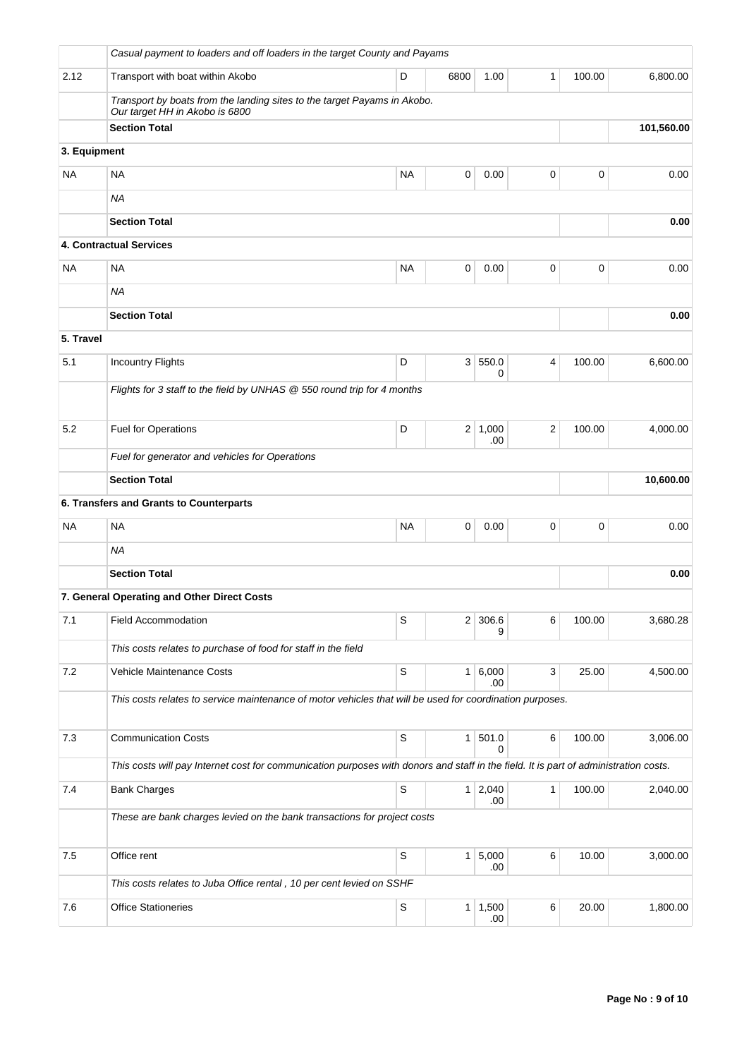| | | | | | | | |
|---|---|---|---|---|---|---|---|
| | *Casual payment to loaders and off loaders in the target County and Payams* | | | | | | |
| 2.12 | Transport with boat within Akobo | D | 6800 | 1.00 | 1 | 100.00 | 6,800.00 |
| | *Transport by boats from the landing sites to the target Payams in Akobo. Our target HH in Akobo is 6800* | | | | | | |
| | **Section Total** | | | | | | **101,560.00** |
| **3. Equipment** | | | | | | | |
| NA | NA | NA | 0 | 0.00 | 0 | 0 | 0.00 |
| | *NA* | | | | | | |
| | **Section Total** | | | | | | **0.00** |
| | **4. Contractual Services** | | | | | | |
| NA | NA | NA | 0 | 0.00 | 0 | 0 | 0.00 |
| | *NA* | | | | | | |
| | **Section Total** | | | | | | **0.00** |
| **5. Travel** | | | | | | | |
| 5.1 | Incountry Flights | D | 3 | 550.00 | 4 | 100.00 | 6,600.00 |
| | *Flights for 3 staff to the field by UNHAS @ 550 round trip for 4 months* | | | | | | |
| 5.2 | Fuel for Operations | D | 2 | 1,000.00 | 2 | 100.00 | 4,000.00 |
| | *Fuel for generator and vehicles for Operations* | | | | | | |
| | **Section Total** | | | | | | **10,600.00** |
| | **6. Transfers and Grants to Counterparts** | | | | | | |
| NA | NA | NA | 0 | 0.00 | 0 | 0 | 0.00 |
| | *NA* | | | | | | |
| | **Section Total** | | | | | | **0.00** |
| | **7. General Operating and Other Direct Costs** | | | | | | |
| 7.1 | Field Accommodation | S | 2 | 306.69 | 6 | 100.00 | 3,680.28 |
| | *This costs relates to purchase of food for staff in the field* | | | | | | |
| 7.2 | Vehicle Maintenance Costs | S | 1 | 6,000.00 | 3 | 25.00 | 4,500.00 |
| | *This costs relates to service maintenance of motor vehicles that will be used for coordination purposes.* | | | | | | |
| 7.3 | Communication Costs | S | 1 | 501.00 | 6 | 100.00 | 3,006.00 |
| | *This costs will pay Internet cost for communication purposes with donors and staff in the field. It is part of administration costs.* | | | | | | |
| 7.4 | Bank Charges | S | 1 | 2,040.00 | 1 | 100.00 | 2,040.00 |
| | *These are bank charges levied on the bank transactions for project costs* | | | | | | |
| 7.5 | Office rent | S | 1 | 5,000.00 | 6 | 10.00 | 3,000.00 |
| | *This costs relates to Juba Office rental , 10 per cent levied on SSHF* | | | | | | |
| 7.6 | Office Stationeries | S | 1 | 1,500.00 | 6 | 20.00 | 1,800.00 |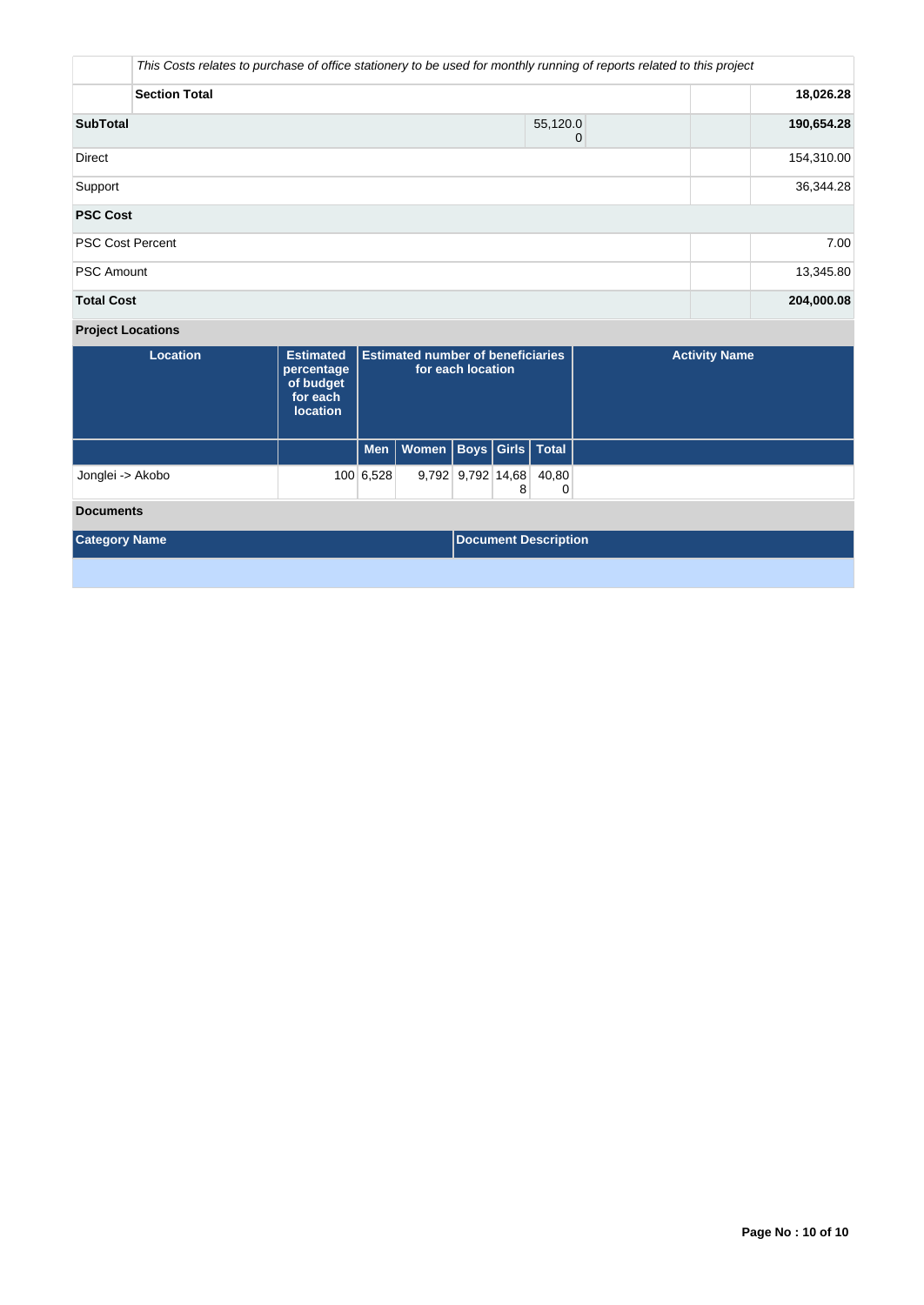| | | | | |
|---|---|---|---|---|
| | *This Costs relates to purchase of office stationery to be used for monthly running of reports related to this project* | | | |
| | **Section Total** | | | **18,026.28** |
| **SubTotal** | | 55,120.00 | | **190,654.28** |
| Direct | | | | 154,310.00 |
| Support | | | | 36,344.28 |
| **PSC Cost** | | | | |
| PSC Cost Percent | | | | 7.00 |
| PSC Amount | | | | 13,345.80 |
| **Total Cost** | | | | **204,000.08** |

**Project Locations**

| Location | Estimated percentage of budget for each location | Estimated number of beneficiaries for each location | | | | | Activity Name |
|---|---|---|---|---|---|---|---|
| | | Men | Women | Boys | Girls | Total | |
| Jonglei -> Akobo | 100 | 6,528 | 9,792 | 9,792 | 14,688 | 40,800 | |

**Documents**

| Category Name | Document Description |
|---|---|
| | |